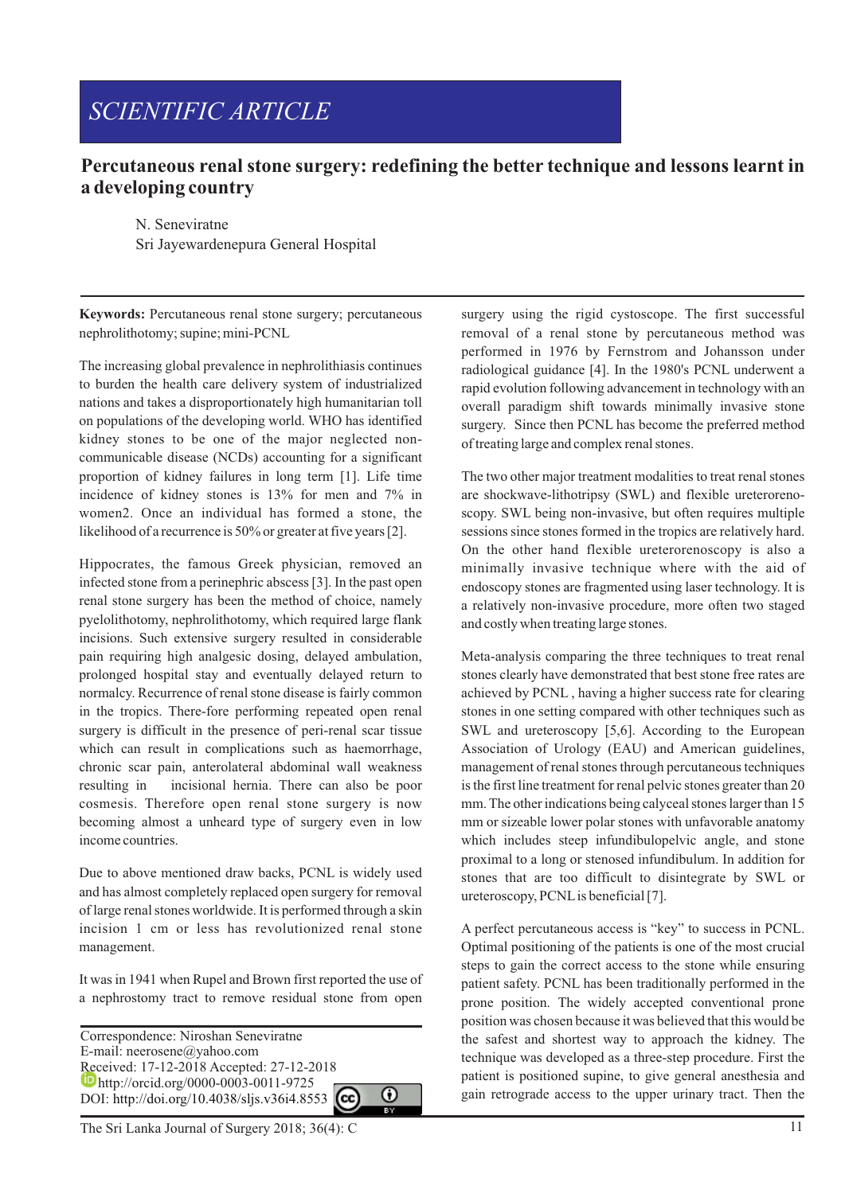SCIENTIFIC ARTICLE

# Percutaneous renal stone surgery: redefining the better technique and lessons learnt in a developing country

N. Seneviratne
Sri Jayewardenepura General Hospital

**Keywords:** Percutaneous renal stone surgery; percutaneous nephrolithotomy; supine; mini-PCNL

The increasing global prevalence in nephrolithiasis continues to burden the health care delivery system of industrialized nations and takes a disproportionately high humanitarian toll on populations of the developing world. WHO has identified kidney stones to be one of the major neglected non-communicable disease (NCDs) accounting for a significant proportion of kidney failures in long term [1]. Life time incidence of kidney stones is 13% for men and 7% in women2. Once an individual has formed a stone, the likelihood of a recurrence is 50% or greater at five years [2].

Hippocrates, the famous Greek physician, removed an infected stone from a perinephric abscess [3]. In the past open renal stone surgery has been the method of choice, namely pyelolithotomy, nephrolithotomy, which required large flank incisions. Such extensive surgery resulted in considerable pain requiring high analgesic dosing, delayed ambulation, prolonged hospital stay and eventually delayed return to normalcy. Recurrence of renal stone disease is fairly common in the tropics. There-fore performing repeated open renal surgery is difficult in the presence of peri-renal scar tissue which can result in complications such as haemorrhage, chronic scar pain, anterolateral abdominal wall weakness resulting in incisional hernia. There can also be poor cosmesis. Therefore open renal stone surgery is now becoming almost a unheard type of surgery even in low income countries.

Due to above mentioned draw backs, PCNL is widely used and has almost completely replaced open surgery for removal of large renal stones worldwide. It is performed through a skin incision 1 cm or less has revolutionized renal stone management.

It was in 1941 when Rupel and Brown first reported the use of a nephrostomy tract to remove residual stone from open surgery using the rigid cystoscope. The first successful removal of a renal stone by percutaneous method was performed in 1976 by Fernstrom and Johansson under radiological guidance [4]. In the 1980's PCNL underwent a rapid evolution following advancement in technology with an overall paradigm shift towards minimally invasive surgery. Since then PCNL has become the preferred method of treating large and complex renal stones.

The two other major treatment modalities to treat renal stones are shockwave-lithotripsy (SWL) and flexible ureterorenoscopy. SWL being non-invasive, but often requires multiple sessions since stones formed in the tropics are relatively hard. On the other hand flexible ureterorenoscopy is also a minimally invasive technique where with the aid of endoscopy stones are fragmented using laser technology. It is a relatively non-invasive procedure, more often two staged and costly when treating large stones.

Meta-analysis comparing the three techniques to treat renal stones clearly have demonstrated that best stone free rates are achieved by PCNL , having a higher success rate for clearing stones in one setting compared with other techniques such as SWL and ureteroscopy [5,6]. According to the European Association of Urology (EAU) and American guidelines, management of renal stones through percutaneous techniques is the first line treatment for renal pelvic stones greater than 20 mm. The other indications being calyceal stones larger than 15 mm or sizeable lower polar stones with unfavorable anatomy which includes steep infundibulopelvic angle, and stone proximal to a long or stenosed infundibulum. In addition for stones that are too difficult to disintegrate by SWL or ureteroscopy, PCNL is beneficial [7].

A perfect percutaneous access is "key" to success in PCNL. Optimal positioning of the patients is one of the most crucial steps to gain the correct access to the stone while ensuring patient safety. PCNL has been traditionally performed in the prone position. The widely accepted conventional prone position was chosen because it was believed that this would be the safest and shortest way to approach the kidney. The technique was developed as a three-step procedure. First the patient is positioned supine, to give general anesthesia and gain retrograde access to the upper urinary tract. Then the

Correspondence: Niroshan Seneviratne
E-mail: neerosene@yahoo.com
Received: 17-12-2018 Accepted: 27-12-2018
http://orcid.org/0000-0003-0011-9725
DOI: http://doi.org/10.4038/sljs.v36i4.8553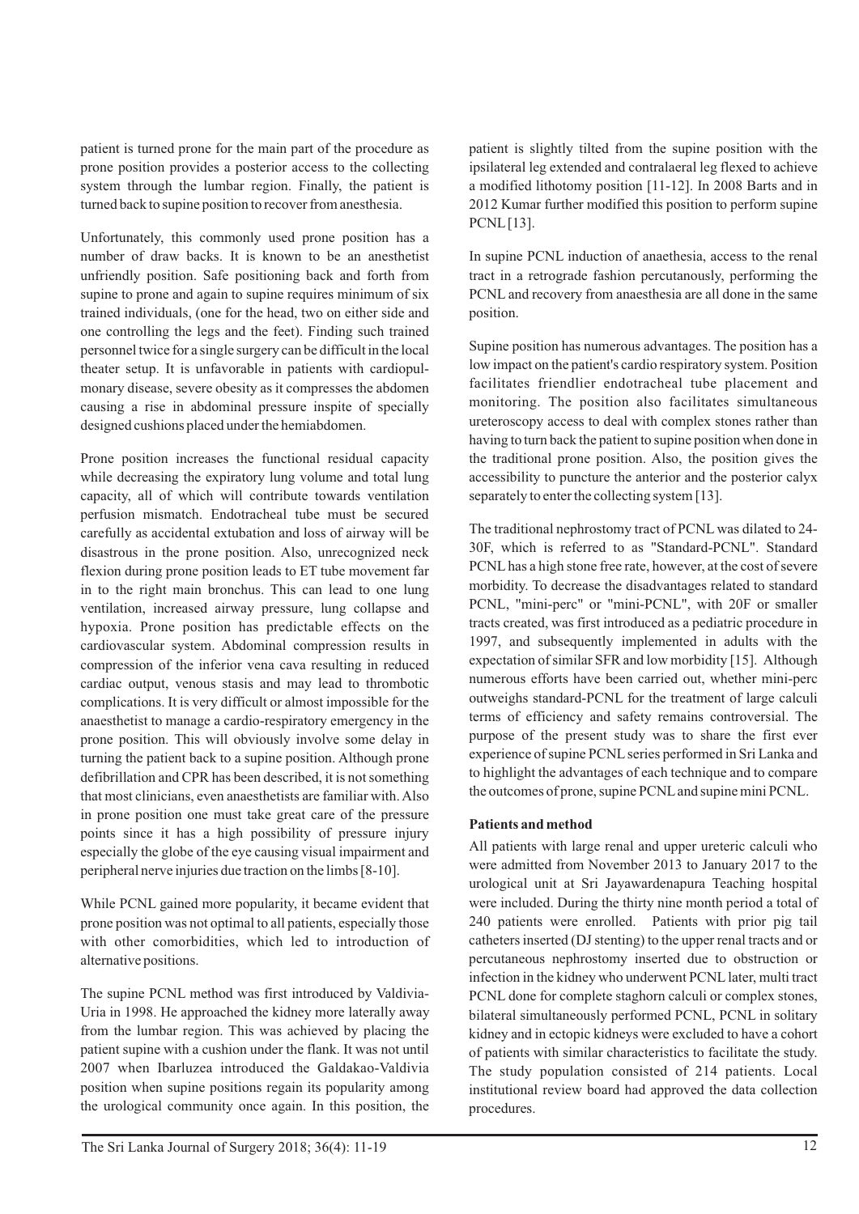patient is turned prone for the main part of the procedure as prone position provides a posterior access to the collecting system through the lumbar region. Finally, the patient is turned back to supine position to recover from anesthesia.

Unfortunately, this commonly used prone position has a number of draw backs. It is known to be an anesthetist unfriendly position. Safe positioning back and forth from supine to prone and again to supine requires minimum of six trained individuals, (one for the head, two on either side and one controlling the legs and the feet). Finding such trained personnel twice for a single surgery can be difficult in the local theater setup. It is unfavorable in patients with cardiopulmonary disease, severe obesity as it compresses the abdomen causing a rise in abdominal pressure inspite of specially designed cushions placed under the hemiabdomen.

Prone position increases the functional residual capacity while decreasing the expiratory lung volume and total lung capacity, all of which will contribute towards ventilation perfusion mismatch. Endotracheal tube must be secured carefully as accidental extubation and loss of airway will be disastrous in the prone position. Also, unrecognized neck flexion during prone position leads to ET tube movement far in to the right main bronchus. This can lead to one lung ventilation, increased airway pressure, lung collapse and hypoxia. Prone position has predictable effects on the cardiovascular system. Abdominal compression results in compression of the inferior vena cava resulting in reduced cardiac output, venous stasis and may lead to thrombotic complications. It is very difficult or almost impossible for the anaesthetist to manage a cardio-respiratory emergency in the prone position. This will obviously involve some delay in turning the patient back to a supine position. Although prone defibrillation and CPR has been described, it is not something that most clinicians, even anaesthetists are familiar with. Also in prone position one must take great care of the pressure points since it has a high possibility of pressure injury especially the globe of the eye causing visual impairment and peripheral nerve injuries due traction on the limbs [8-10].

While PCNL gained more popularity, it became evident that prone position was not optimal to all patients, especially those with other comorbidities, which led to introduction of alternative positions.

The supine PCNL method was first introduced by Valdivia-Uria in 1998. He approached the kidney more laterally away from the lumbar region. This was achieved by placing the patient supine with a cushion under the flank. It was not until 2007 when Ibarluzea introduced the Galdakao-Valdivia position when supine positions regain its popularity among the urological community once again. In this position, the patient is slightly tilted from the supine position with the ipsilateral leg extended and contralateral leg flexed to achieve a modified lithotomy position [11-12]. In 2008 Barts and in 2012 Kumar further modified this position to perform supine PCNL [13].

In supine PCNL induction of anaethesia, access to the renal tract in a retrograde fashion percutanously, performing the PCNL and recovery from anaesthesia are all done in the same position.

Supine position has numerous advantages. The position has a low impact on the patient's cardio respiratory system. Position facilitates friendlier endotracheal tube placement and monitoring. The position also facilitates simultaneous ureteroscopy access to deal with complex stones rather than having to turn back the patient to supine position when done in the traditional prone position. Also, the position gives the accessibility to puncture the anterior and the posterior calyx separately to enter the collecting system [13].

The traditional nephrostomy tract of PCNL was dilated to 24-30F, which is referred to as "Standard-PCNL". Standard PCNL has a high stone free rate, however, at the cost of severe morbidity. To decrease the disadvantages related to standard PCNL, "mini-perc" or "mini-PCNL", with 20F or smaller tracts created, was first introduced as a pediatric procedure in 1997, and subsequently implemented in adults with the expectation of similar SFR and low morbidity [15]. Although numerous efforts have been carried out, whether mini-perc outweighs standard-PCNL for the treatment of large calculi terms of efficiency and safety remains controversial. The purpose of the present study was to share the first ever experience of supine PCNL series performed in Sri Lanka and to highlight the advantages of each technique and to compare the outcomes of prone, supine PCNL and supine mini PCNL.

**Patients and method**

All patients with large renal and upper ureteric calculi who were admitted from November 2013 to January 2017 to the urological unit at Sri Jayawardenapura Teaching hospital were included. During the thirty nine month period a total of 240 patients were enrolled. Patients with prior pig tail catheters inserted (DJ stenting) to the upper renal tracts and or percutaneous nephrostomy inserted due to obstruction or infection in the kidney who underwent PCNL later, multi tract PCNL done for complete staghorn calculi or complex stones, bilateral simultaneously performed PCNL, PCNL in solitary kidney and in ectopic kidneys were excluded to have a cohort of patients with similar characteristics to facilitate the study. The study population consisted of 214 patients. Local institutional review board had approved the data collection procedures.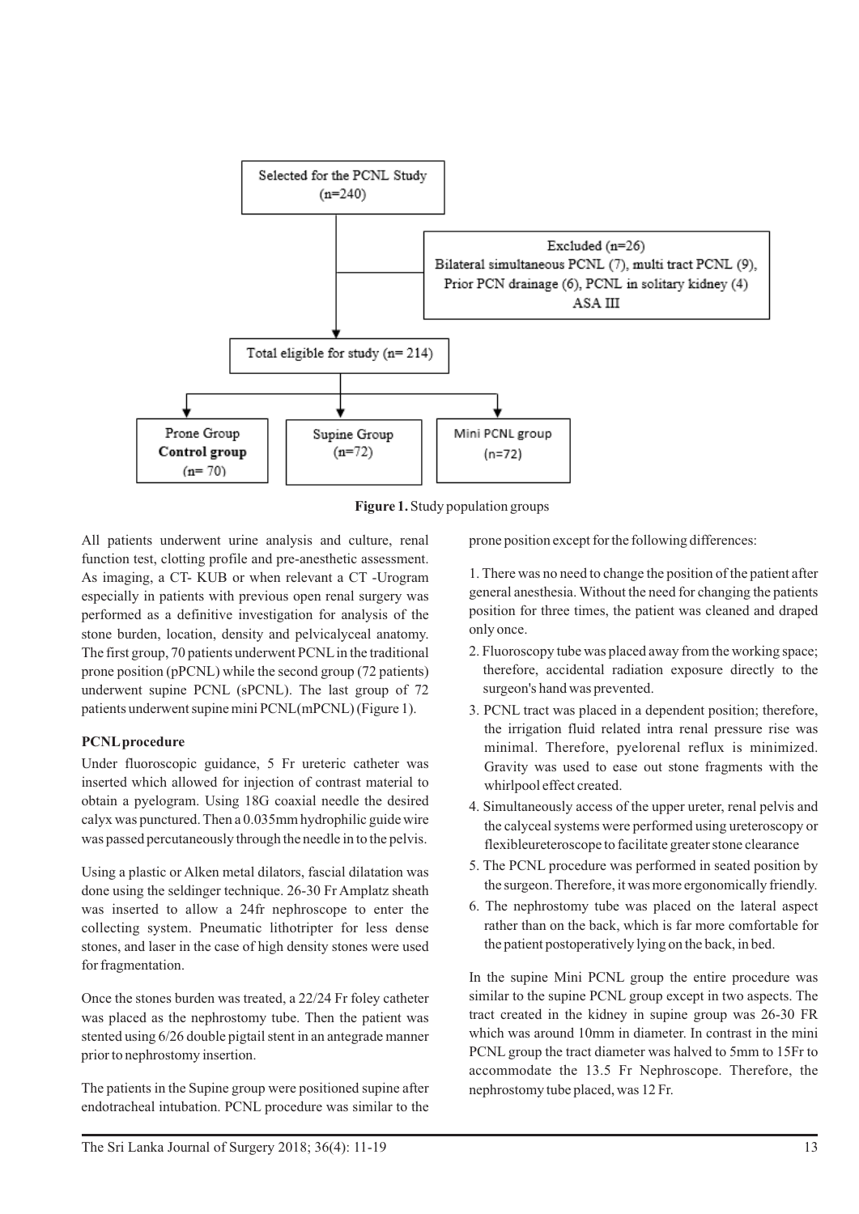Selected for the PCNL Study (n=240)

Excluded (n=26)
Bilateral simultaneous PCNL (7), multi tract PCNL (9), Prior PCN drainage (6), PCNL in solitary kidney (4)
ASA III

Total eligible for study (n= 214)

| Prone Group **Control group** (n= 70) | Supine Group (n=72) | Mini PCNL group (n=72) |
|---|---|---|

**Figure 1.** Study population groups

All patients underwent urine analysis and culture, renal function test, clotting profile and pre-anesthetic assessment. As imaging, a CT- KUB or when relevant a CT -Urogram especially in patients with previous open renal surgery was performed as a definitive investigation for analysis of the stone burden, location, density and pelvicalyceal anatomy. The first group, 70 patients underwent PCNL in the traditional prone position (pPCNL) while the second group (72 patients) underwent supine PCNL (sPCNL). The last group of 72 patients underwent supine mini PCNL(mPCNL) (Figure 1).

### PCNL procedure

Under fluoroscopic guidance, 5 Fr ureteric catheter was inserted which allowed for injection of contrast material to obtain a pyelogram. Using 18G coaxial needle the desired calyx was punctured. Then a 0.035mm hydrophilic guide wire was passed percutaneously through the needle in to the pelvis.

Using a plastic or Alken metal dilators, fascial dilatation was done using the seldinger technique. 26-30 Fr Amplatz sheath was inserted to allow a 24fr nephroscope to enter the collecting system. Pneumatic lithotripter for less dense stones, and laser in the case of high density stones were used for fragmentation.

Once the stones burden was treated, a 22/24 Fr foley catheter was placed as the nephrostomy tube. Then the patient was stented using 6/26 double pigtail stent in an antegrade manner prior to nephrostomy insertion.

The patients in the Supine group were positioned supine after endotracheal intubation. PCNL procedure was similar to the prone position except for the following differences:

1. There was no need to change the position of the patient after general anesthesia. Without the need for changing the patients position for three times, the patient was cleaned and draped only once.
2. Fluoroscopy tube was placed away from the working space; therefore, accidental radiation exposure directly to the surgeon's hand was prevented.
3. PCNL tract was placed in a dependent position; therefore, the irrigation fluid related intra renal pressure rise was minimal. Therefore, pyelorenal reflux is minimized. Gravity was used to ease out stone fragments with the whirlpool effect created.
4. Simultaneously access of the upper ureter, renal pelvis and the calyceal systems were performed using ureteroscopy or flexibleureteroscope to facilitate greater stone clearance
5. The PCNL procedure was performed in seated position by the surgeon. Therefore, it was more ergonomically friendly.
6. The nephrostomy tube was placed on the lateral aspect rather than on the back, which is far more comfortable for the patient postoperatively lying on the back, in bed.

In the supine Mini PCNL group the entire procedure was similar to the supine PCNL group except in two aspects. The tract created in the kidney in supine group was 26-30 FR which was around 10mm in diameter. In contrast in the mini PCNL group the tract diameter was halved to 5mm to 15Fr to accommodate the 13.5 Fr Nephroscope. Therefore, the nephrostomy tube placed, was 12 Fr.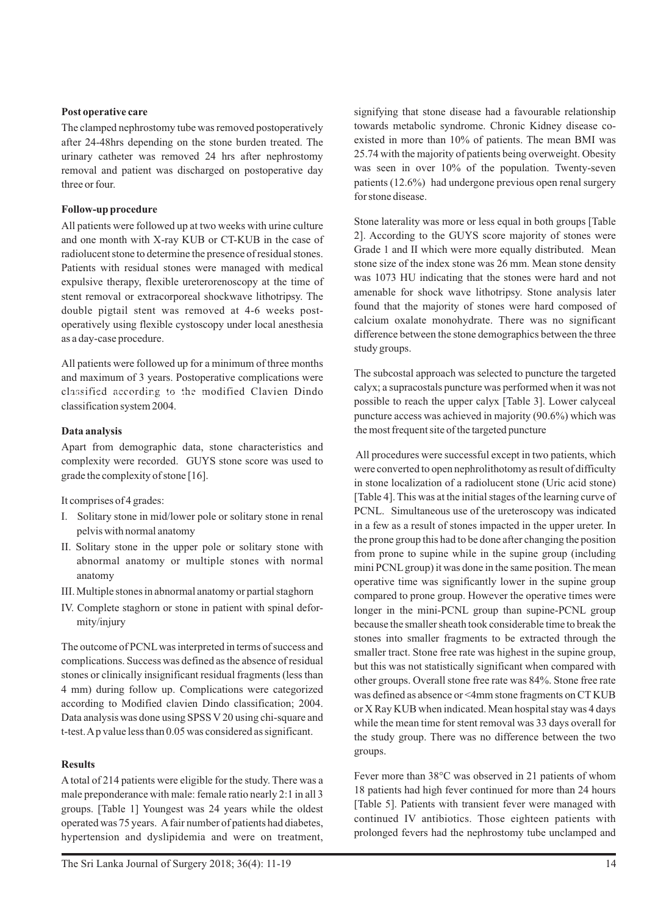**Post operative care**

The clamped nephrostomy tube was removed postoperatively after 24-48hrs depending on the stone burden treated. The urinary catheter was removed 24 hrs after nephrostomy removal and patient was discharged on postoperative day three or four.

**Follow-up procedure**

All patients were followed up at two weeks with urine culture and one month with X-ray KUB or CT-KUB in the case of radiolucent stone to determine the presence of residual stones. Patients with residual stones were managed with medical expulsive therapy, flexible ureterorenoscopy at the time of stent removal or extracorporeal shockwave lithotripsy. The double pigtail stent was removed at 4-6 weeks post-operatively using flexible cystoscopy under local anesthesia as a day-case procedure.

All patients were followed up for a minimum of three months and maximum of 3 years. Postoperative complications were classified according to the modified Clavien Dindo classification system 2004.

**Data analysis**

Apart from demographic data, stone characteristics and complexity were recorded. GUYS stone score was used to grade the complexity of stone [16].

It comprises of 4 grades:

I. Solitary stone in mid/lower pole or solitary stone in renal pelvis with normal anatomy
II. Solitary stone in the upper pole or solitary stone with abnormal anatomy or multiple stones with normal anatomy
III. Multiple stones in abnormal anatomy or partial staghorn
IV. Complete staghorn or stone in patient with spinal deformity/injury

The outcome of PCNL was interpreted in terms of success and complications. Success was defined as the absence of residual stones or clinically insignificant residual fragments (less than 4 mm) during follow up. Complications were categorized according to Modified clavien Dindo classification; 2004. Data analysis was done using SPSS V 20 using chi-square and t-test. A p value less than 0.05 was considered as significant.

**Results**

A total of 214 patients were eligible for the study. There was a male preponderance with male: female ratio nearly 2:1 in all 3 groups. [Table 1] Youngest was 24 years while the oldest operated was 75 years. A fair number of patients had diabetes, hypertension and dyslipidemia and were on treatment, signifying that stone disease had a favourable relationship towards metabolic syndrome. Chronic Kidney disease co-existed in more than 10% of patients. The mean BMI was 25.74 with the majority of patients being overweight. Obesity was seen in over 10% of the population. Twenty-seven patients (12.6%) had undergone previous open renal surgery for stone disease.

Stone laterality was more or less equal in both groups [Table 2]. According to the GUYS score majority of stones were Grade 1 and II which were more equally distributed. Mean stone size of the index stone was 26 mm. Mean stone density was 1073 HU indicating that the stones were hard and not amenable for shock wave lithotripsy. Stone analysis later found that the majority of stones were hard composed of calcium oxalate monohydrate. There was no significant difference between the stone demographics between the three study groups.

The subcostal approach was selected to puncture the targeted calyx; a supracostals puncture was performed when it was not possible to reach the upper calyx [Table 3]. Lower calyceal puncture access was achieved in majority (90.6%) which was the most frequent site of the targeted puncture

All procedures were successful except in two patients, which were converted to open nephrolithotomy as result of difficulty in stone localization of a radiolucent stone (Uric acid stone) [Table 4]. This was at the initial stages of the learning curve of PCNL. Simultaneous use of the ureteroscopy was indicated in a few as a result of stones impacted in the upper ureter. In the prone group this had to be done after changing the position from prone to supine while in the supine group (including mini PCNL group) it was done in the same position. The mean operative time was significantly lower in the supine group compared to prone group. However the operative times were longer in the mini-PCNL group than supine-PCNL group because the smaller sheath took considerable time to break the stones into smaller fragments to be extracted through the smaller tract. Stone free rate was highest in the supine group, but this was not statistically significant when compared with other groups. Overall stone free rate was 84%. Stone free rate was defined as absence or <4mm stone fragments on CT KUB or X Ray KUB when indicated. Mean hospital stay was 4 days while the mean time for stent removal was 33 days overall for the study group. There was no difference between the two groups.

Fever more than 38°C was observed in 21 patients of whom 18 patients had high fever continued for more than 24 hours [Table 5]. Patients with transient fever were managed with continued IV antibiotics. Those eighteen patients with prolonged fevers had the nephrostomy tube unclamped and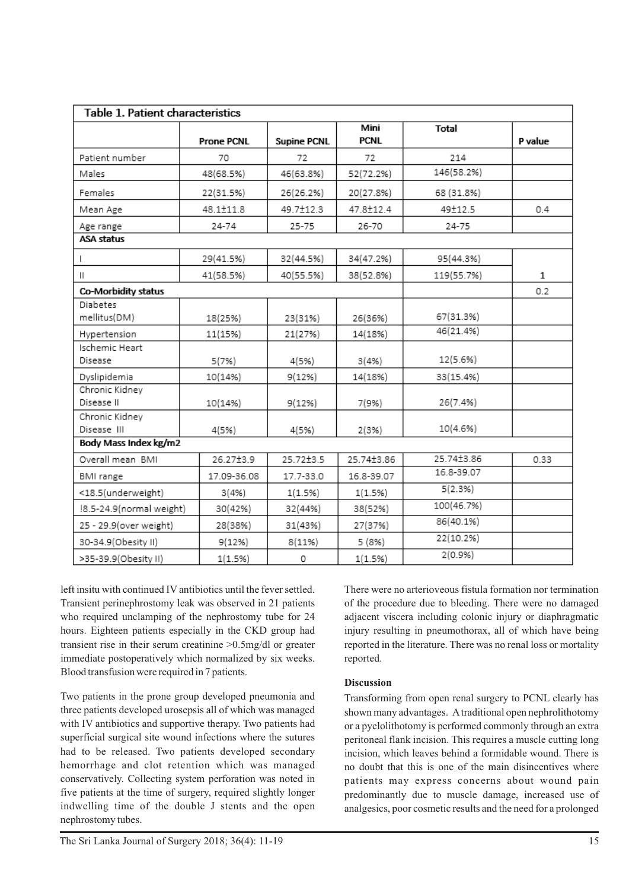| Table 1. Patient characteristics | | | | | |
|---|---|---|---|---|---|
| | Prone PCNL | Supine PCNL | Mini PCNL | Total | P value |
| Patient number | 70 | 72 | 72 | 214 | |
| Males | 48(68.5%) | 46(63.8%) | 52(72.2%) | 146(58.2%) | |
| Females | 22(31.5%) | 26(26.2%) | 20(27.8%) | 68 (31.8%) | |
| Mean Age | 48.1±11.8 | 49.7±12.3 | 47.8±12.4 | 49±12.5 | 0.4 |
| Age range | 24-74 | 25-75 | 26-70 | 24-75 | |
| **ASA status** | | | | | |
| I | 29(41.5%) | 32(44.5%) | 34(47.2%) | 95(44.3%) | |
| II | 41(58.5%) | 40(55.5%) | 38(52.8%) | 119(55.7%) | 1 |
| **Co-Morbidity status** | | | | | 0.2 |
| Diabetes mellitus(DM) | 18(25%) | 23(31%) | 26(36%) | 67(31.3%) | |
| Hypertension | 11(15%) | 21(27%) | 14(18%) | 46(21.4%) | |
| Ischemic Heart Disease | 5(7%) | 4(5%) | 3(4%) | 12(5.6%) | |
| Dyslipidemia | 10(14%) | 9(12%) | 14(18%) | 33(15.4%) | |
| Chronic Kidney Disease II | 10(14%) | 9(12%) | 7(9%) | 26(7.4%) | |
| Chronic Kidney Disease III | 4(5%) | 4(5%) | 2(3%) | 10(4.6%) | |
| **Body Mass Index kg/m2** | | | | | |
| Overall mean BMI | 26.27±3.9 | 25.72±3.5 | 25.74±3.86 | 25.74±3.86 | 0.33 |
| BMI range | 17.09-36.08 | 17.7-33.0 | 16.8-39.07 | 16.8-39.07 | |
| <18.5(underweight) | 3(4%) | 1(1.5%) | 1(1.5%) | 5(2.3%) | |
| !8.5-24.9(normal weight) | 30(42%) | 32(44%) | 38(52%) | 100(46.7%) | |
| 25 - 29.9(over weight) | 28(38%) | 31(43%) | 27(37%) | 86(40.1%) | |
| 30-34.9(Obesity II) | 9(12%) | 8(11%) | 5 (8%) | 22(10.2%) | |
| >35-39.9(Obesity II) | 1(1.5%) | 0 | 1(1.5%) | 2(0.9%) | |

left insitu with continued IV antibiotics until the fever settled. Transient perinephrostomy leak was observed in 21 patients who required unclamping of the nephrostomy tube for 24 hours. Eighteen patients especially in the CKD group had transient rise in their serum creatinine >0.5mg/dl or greater immediate postoperatively which normalized by six weeks. Blood transfusion were required in 7 patients.

Two patients in the prone group developed pneumonia and three patients developed urosepsis all of which was managed with IV antibiotics and supportive therapy. Two patients had superficial surgical site wound infections where the sutures had to be released. Two patients developed secondary hemorrhage and clot retention which was managed conservatively. Collecting system perforation was noted in five patients at the time of surgery, required slightly longer indwelling time of the double J stents and the open nephrostomy tubes.

There were no arterioveous fistula formation nor termination of the procedure due to bleeding. There were no damaged adjacent viscera including colonic injury or diaphragmatic injury resulting in pneumothorax, all of which have being reported in the literature. There was no renal loss or mortality reported.

**Discussion**

Transforming from open renal surgery to PCNL clearly has shown many advantages. A traditional open nephrolithotomy or a pyelolithotomy is performed commonly through an extra peritoneal flank incision. This requires a muscle cutting long incision, which leaves behind a formidable wound. There is no doubt that this is one of the main disincentives where patients may express concerns about wound pain predominantly due to muscle damage, increased use of analgesics, poor cosmetic results and the need for a prolonged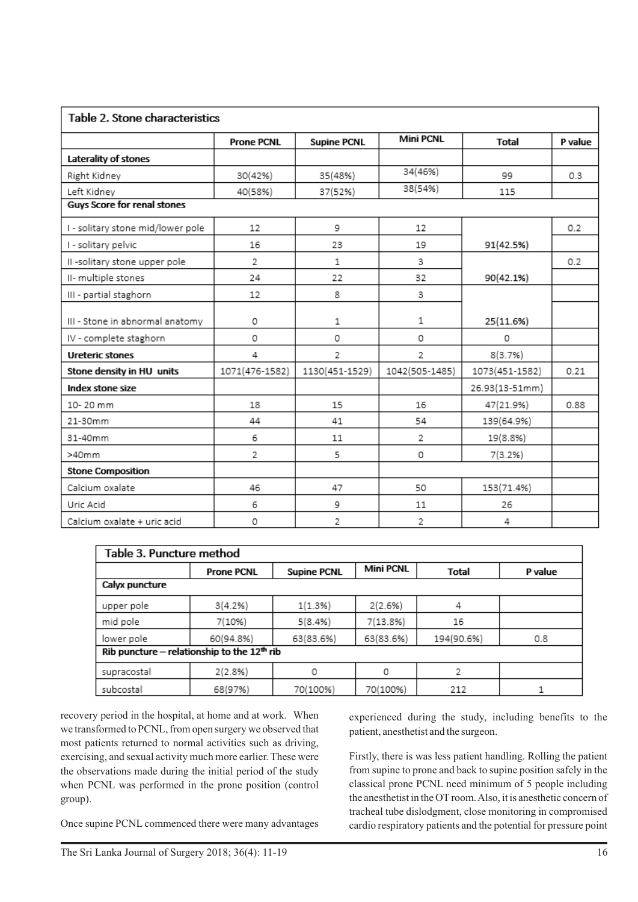**Table 2. Stone characteristics**

| | Prone PCNL | Supine PCNL | Mini PCNL | Total | P value |
|---|---|---|---|---|---|
| **Laterality of stones** | | | | | |
| Right Kidney | 30(42%) | 35(48%) | 34(46%) | 99 | 0.3 |
| Left Kidney | 40(58%) | 37(52%) | 38(54%) | 115 | |
| **Guys Score for renal stones** | | | | | |
| I - solitary stone mid/lower pole | 12 | 9 | 12 | 91(42.5%) | 0.2 |
| I - solitary pelvic | 16 | 23 | 19 | | |
| II -solitary stone upper pole | 2 | 1 | 3 | 90(42.1%) | 0.2 |
| II- multiple stones | 24 | 22 | 32 | | |
| III - partial staghorn | 12 | 8 | 3 | 25(11.6%) | |
| III - Stone in abnormal anatomy | 0 | 1 | 1 | | |
| IV - complete staghorn | 0 | 0 | 0 | 0 | |
| **Ureteric stones** | 4 | 2 | 2 | 8(3.7%) | |
| **Stone density in HU units** | 1071(476-1582) | 1130(451-1529) | 1042(505-1485) | 1073(451-1582) | 0.21 |
| **Index stone size** | | | | 26.93(13-51mm) | |
| 10- 20 mm | 18 | 15 | 16 | 47(21.9%) | 0.88 |
| 21-30mm | 44 | 41 | 54 | 139(64.9%) | |
| 31-40mm | 6 | 11 | 2 | 19(8.8%) | |
| >40mm | 2 | 5 | 0 | 7(3.2%) | |
| **Stone Composition** | | | | | |
| Calcium oxalate | 46 | 47 | 50 | 153(71.4%) | |
| Uric Acid | 6 | 9 | 11 | 26 | |
| Calcium oxalate + uric acid | 0 | 2 | 2 | 4 | |

**Table 3. Puncture method**

| | Prone PCNL | Supine PCNL | Mini PCNL | Total | P value |
|---|---|---|---|---|---|
| **Calyx puncture** | | | | | |
| upper pole | 3(4.2%) | 1(1.3%) | 2(2.6%) | 4 | |
| mid pole | 7(10%) | 5(8.4%) | 7(13.8%) | 16 | |
| lower pole | 60(94.8%) | 63(83.6%) | 63(83.6%) | 194(90.6%) | 0.8 |
| **Rib puncture – relationship to the 12th rib** | | | | | |
| supracostal | 2(2.8%) | 0 | 0 | 2 | |
| subcostal | 68(97%) | 70(100%) | 70(100%) | 212 | 1 |

recovery period in the hospital, at home and at work. When we transformed to PCNL, from open surgery we observed that most patients returned to normal activities such as driving, exercising, and sexual activity much more earlier. These were the observations made during the initial period of the study when PCNL was performed in the prone position (control group).

Once supine PCNL commenced there were many advantages experienced during the study, including benefits to the patient, anesthetist and the surgeon.

Firstly, there is was less patient handling. Rolling the patient from supine to prone and back to supine position safely in the classical prone PCNL need minimum of 5 people including the anesthetist in the OT room. Also, it is anesthetic concern of tracheal tube dislodgment, close monitoring in compromised cardio respiratory patients and the potential for pressure point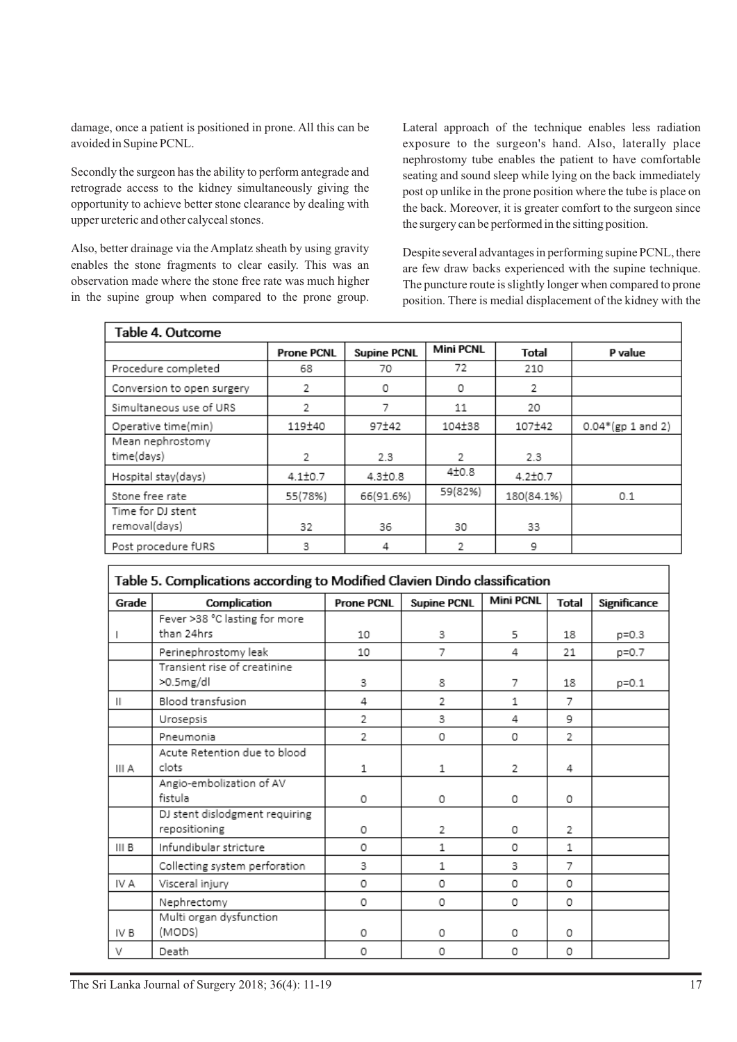damage, once a patient is positioned in prone. All this can be avoided in Supine PCNL.

Secondly the surgeon has the ability to perform antegrade and retrograde access to the kidney simultaneously giving the opportunity to achieve better stone clearance by dealing with upper ureteric and other calyceal stones.

Also, better drainage via the Amplatz sheath by using gravity enables the stone fragments to clear easily. This was an observation made where the stone free rate was much higher in the supine group when compared to the prone group. Lateral approach of the technique enables less radiation exposure to the surgeon's hand. Also, laterally place nephrostomy tube enables the patient to have comfortable seating and sound sleep while lying on the back immediately post op unlike in the prone position where the tube is place on the back. Moreover, it is greater comfort to the surgeon since the surgery can be performed in the sitting position.

Despite several advantages in performing supine PCNL, there are few draw backs experienced with the supine technique. The puncture route is slightly longer when compared to prone position. There is medial displacement of the kidney with the

**Table 4. Outcome**

| | Prone PCNL | Supine PCNL | Mini PCNL | Total | P value |
|---|---|---|---|---|---|
| Procedure completed | 68 | 70 | 72 | 210 | |
| Conversion to open surgery | 2 | 0 | 0 | 2 | |
| Simultaneous use of URS | 2 | 7 | 11 | 20 | |
| Operative time(min) | 119±40 | 97±42 | 104±38 | 107±42 | 0.04*(gp 1 and 2) |
| Mean nephrostomy time(days) | 2 | 2.3 | 2 | 2.3 | |
| Hospital stay(days) | 4.1±0.7 | 4.3±0.8 | 4±0.8 | 4.2±0.7 | |
| Stone free rate | 55(78%) | 66(91.6%) | 59(82%) | 180(84.1%) | 0.1 |
| Time for DJ stent removal(days) | 32 | 36 | 30 | 33 | |
| Post procedure fURS | 3 | 4 | 2 | 9 | |

**Table 5. Complications according to Modified Clavien Dindo classification**

| Grade | Complication | Prone PCNL | Supine PCNL | Mini PCNL | Total | Significance |
|---|---|---|---|---|---|---|
| I | Fever >38 °C lasting for more than 24hrs | 10 | 3 | 5 | 18 | p=0.3 |
| | Perinephrostomy leak | 10 | 7 | 4 | 21 | p=0.7 |
| | Transient rise of creatinine >0.5mg/dl | 3 | 8 | 7 | 18 | p=0.1 |
| II | Blood transfusion | 4 | 2 | 1 | 7 | |
| | Urosepsis | 2 | 3 | 4 | 9 | |
| | Pneumonia | 2 | 0 | 0 | 2 | |
| III A | Acute Retention due to blood clots | 1 | 1 | 2 | 4 | |
| | Angio-embolization of AV fistula | 0 | 0 | 0 | 0 | |
| | DJ stent dislodgment requiring repositioning | 0 | 2 | 0 | 2 | |
| III B | Infundibular stricture | 0 | 1 | 0 | 1 | |
| | Collecting system perforation | 3 | 1 | 3 | 7 | |
| IV A | Visceral injury | 0 | 0 | 0 | 0 | |
| | Nephrectomy | 0 | 0 | 0 | 0 | |
| IV B | Multi organ dysfunction (MODS) | 0 | 0 | 0 | 0 | |
| V | Death | 0 | 0 | 0 | 0 | |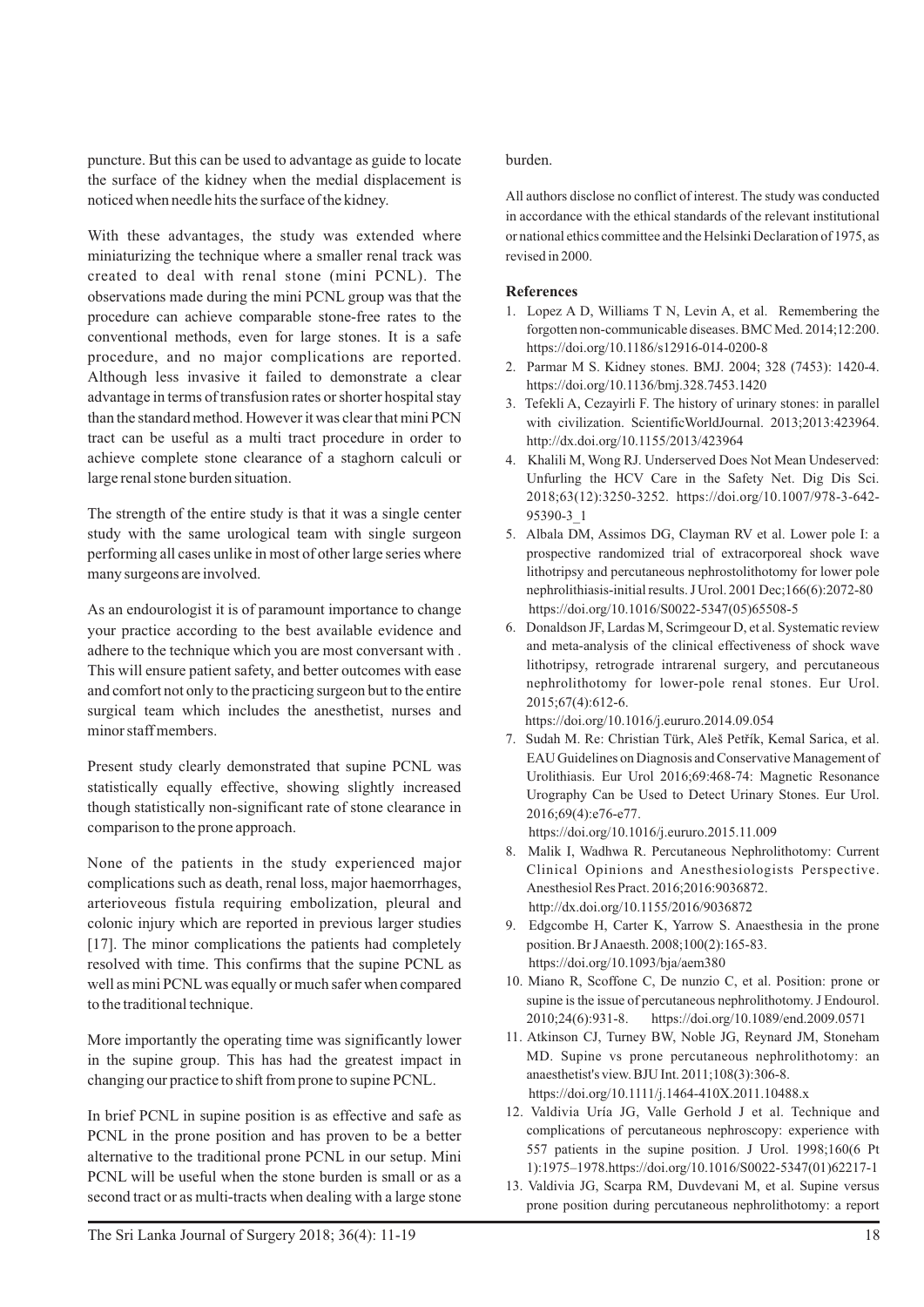puncture. But this can be used to advantage as guide to locate the surface of the kidney when the medial displacement is noticed when needle hits the surface of the kidney.

With these advantages, the study was extended where miniaturizing the technique where a smaller renal track was created to deal with renal stone (mini PCNL). The observations made during the mini PCNL group was that the procedure can achieve comparable stone-free rates to the conventional methods, even for large stones. It is a safe procedure, and no major complications are reported. Although less invasive it failed to demonstrate a clear advantage in terms of transfusion rates or shorter hospital stay than the standard method. However it was clear that mini PCN tract can be useful as a multi tract procedure in order to achieve complete stone clearance of a staghorn calculi or large renal stone burden situation.

The strength of the entire study is that it was a single center study with the same urological team with single surgeon performing all cases unlike in most of other large series where many surgeons are involved.

As an endourologist it is of paramount importance to change your practice according to the best available evidence and adhere to the technique which you are most conversant with . This will ensure patient safety, and better outcomes with ease and comfort not only to the practicing surgeon but to the entire surgical team which includes the anesthetist, nurses and minor staff members.

Present study clearly demonstrated that supine PCNL was statistically equally effective, showing slightly increased though statistically non-significant rate of stone clearance in comparison to the prone approach.

None of the patients in the study experienced major complications such as death, renal loss, major haemorrhages, arterioveous fistula requiring embolization, pleural and colonic injury which are reported in previous larger studies [17]. The minor complications the patients had completely resolved with time. This confirms that the supine PCNL as well as mini PCNL was equally or much safer when compared to the traditional technique.

More importantly the operating time was significantly lower in the supine group. This has had the greatest impact in changing our practice to shift from prone to supine PCNL.

In brief PCNL in supine position is as effective and safe as PCNL in the prone position and has proven to be a better alternative to the traditional prone PCNL in our setup. Mini PCNL will be useful when the stone burden is small or as a second tract or as multi-tracts when dealing with a large stone burden.

All authors disclose no conflict of interest. The study was conducted in accordance with the ethical standards of the relevant institutional or national ethics committee and the Helsinki Declaration of 1975, as revised in 2000.

## References

1. Lopez A D, Williams T N, Levin A, et al. Remembering the forgotten non-communicable diseases. BMC Med. 2014;12:200. https://doi.org/10.1186/s12916-014-0200-8
2. Parmar M S. Kidney stones. BMJ. 2004; 328 (7453): 1420-4. https://doi.org/10.1136/bmj.328.7453.1420
3. Tefekli A, Cezayirli F. The history of urinary stones: in parallel with civilization. ScientificWorldJournal. 2013;2013:423964. http://dx.doi.org/10.1155/2013/423964
4. Khalili M, Wong RJ. Underserved Does Not Mean Undeserved: Unfurling the HCV Care in the Safety Net. Dig Dis Sci. 2018;63(12):3250-3252. https://doi.org/10.1007/978-3-642-95390-3_1
5. Albala DM, Assimos DG, Clayman RV et al. Lower pole I: a prospective randomized trial of extracorporeal shock wave lithotripsy and percutaneous nephrostolithotomy for lower pole nephrolithiasis-initial results. J Urol. 2001 Dec;166(6):2072-80 https://doi.org/10.1016/S0022-5347(05)65508-5
6. Donaldson JF, Lardas M, Scrimgeour D, et al. Systematic review and meta-analysis of the clinical effectiveness of shock wave lithotripsy, retrograde intrarenal surgery, and percutaneous nephrolithotomy for lower-pole renal stones. Eur Urol. 2015;67(4):612-6. https://doi.org/10.1016/j.eururo.2014.09.054
7. Sudah M. Re: Christian Türk, Aleš Petřík, Kemal Sarica, et al. EAU Guidelines on Diagnosis and Conservative Management of Urolithiasis. Eur Urol 2016;69:468-74: Magnetic Resonance Urography Can be Used to Detect Urinary Stones. Eur Urol. 2016;69(4):e76-e77. https://doi.org/10.1016/j.eururo.2015.11.009
8. Malik I, Wadhwa R. Percutaneous Nephrolithotomy: Current Clinical Opinions and Anesthesiologists Perspective. Anesthesiol Res Pract. 2016;2016:9036872. http://dx.doi.org/10.1155/2016/9036872
9. Edgcombe H, Carter K, Yarrow S. Anaesthesia in the prone position. Br J Anaesth. 2008;100(2):165-83. https://doi.org/10.1093/bja/aem380
10. Miano R, Scoffone C, De nunzio C, et al. Position: prone or supine is the issue of percutaneous nephrolithotomy. J Endourol. 2010;24(6):931-8. https://doi.org/10.1089/end.2009.0571
11. Atkinson CJ, Turney BW, Noble JG, Reynard JM, Stoneham MD. Supine vs prone percutaneous nephrolithotomy: an anaesthetist's view. BJU Int. 2011;108(3):306-8. https://doi.org/10.1111/j.1464-410X.2011.10488.x
12. Valdivia Uría JG, Valle Gerhold J et al. Technique and complications of percutaneous nephroscopy: experience with 557 patients in the supine position. J Urol. 1998;160(6 Pt 1):1975–1978.https://doi.org/10.1016/S0022-5347(01)62217-1
13. Valdivia JG, Scarpa RM, Duvdevani M, et al. Supine versus prone position during percutaneous nephrolithotomy: a report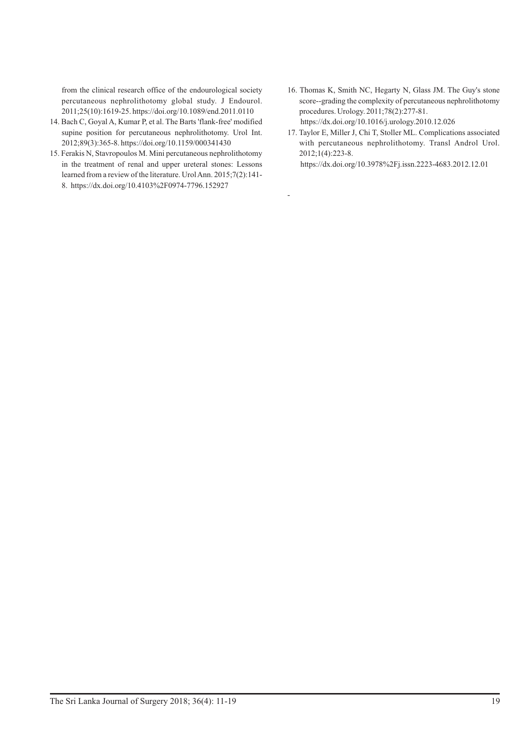from the clinical research office of the endourological society percutaneous nephrolithotomy global study. J Endourol. 2011;25(10):1619-25. https://doi.org/10.1089/end.2011.0110

14. Bach C, Goyal A, Kumar P, et al. The Barts 'flank-free' modified supine position for percutaneous nephrolithotomy. Urol Int. 2012;89(3):365-8. https://doi.org/10.1159/000341430
15. Ferakis N, Stavropoulos M. Mini percutaneous nephrolithotomy in the treatment of renal and upper ureteral stones: Lessons learned from a review of the literature. Urol Ann. 2015;7(2):141-8. https://dx.doi.org/10.4103%2F0974-7796.152927
16. Thomas K, Smith NC, Hegarty N, Glass JM. The Guy's stone score--grading the complexity of percutaneous nephrolithotomy procedures. Urology. 2011;78(2):277-81. https://dx.doi.org/10.1016/j.urology.2010.12.026
17. Taylor E, Miller J, Chi T, Stoller ML. Complications associated with percutaneous nephrolithotomy. Transl Androl Urol. 2012;1(4):223-8. https://dx.doi.org/10.3978%2Fj.issn.2223-4683.2012.12.01